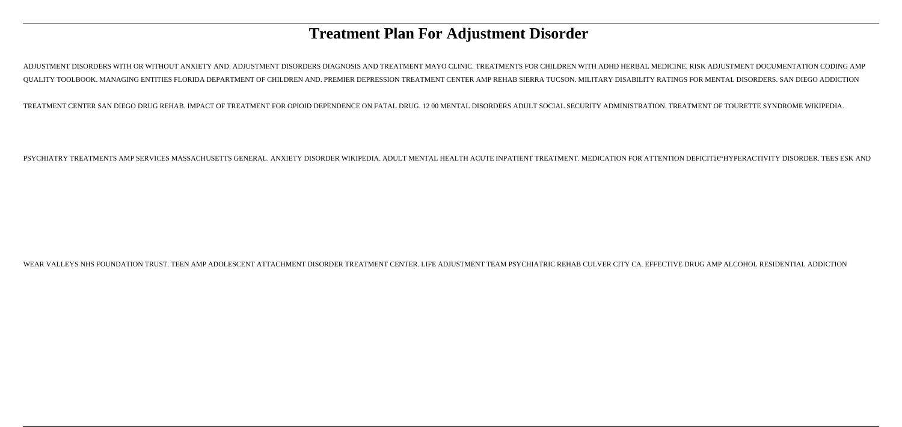# Treatment Plan For Adjustment Disorder

ADJUSTMENT DISORDERS WITH OR WITHOUT ANXIETY AND. ADJUSTMENT DISORDERS DIAGNOSIS AND TREATMENT MAYO CLINIC. TREATMENTS FOR CHILDREN WITH ADHD HERBAL MEDICINE. RISK ADJUSTMENT DOCUMENTATION CODING AMP QUALITY TOOLBOOK. MANAGING ENTITIES FLORIDA DEPARTMENT OF CHILDREN AND. PREMIER DEPRESSION TREATMENT CENTER AMP REHAB SIERRA TUCSON. MILITARY DISABILITY RATINGS FOR MENTAL DISORDERS. SAN DIEGO ADDICTION TREATMENT CENTER SAN DIEGO DRUG REHAB. IMPACT OF TREATMENT FOR OPIOID DEPENDENCE ON FATAL DRUG. 12 00 MENTAL DISORDERS ADULT SOCIAL SECURITY ADMINISTRATION. TREATMENT OF TOURETTE SYNDROME WIKIPEDIA. PSYCHIATRY TREATMENTS AMP SERVICES MASSACHUSETTS GENERAL. ANXIETY DISORDER WIKIPEDIA. ADULT MENTAL HEALTH ACUTE INPATIENT TREATMENT. MEDICATION FOR ATTENTION DEFICITâ€"HYPERACTIVITY DISORDER. TEES ESK AND WEAR VALLEYS NHS FOUNDATION TRUST. TEEN AMP ADOLESCENT ATTACHMENT DISORDER TREATMENT CENTER. LIFE ADJUSTMENT TEAM PSYCHIATRIC REHAB CULVER CITY CA. EFFECTIVE DRUG AMP ALCOHOL RESIDENTIAL ADDICTION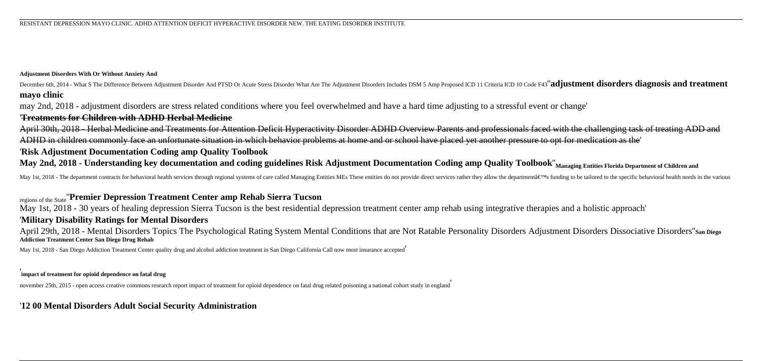RESISTANT DEPRESSION MAYO CLINIC. ADHD ATTENTION DEFICIT HYPERACTIVE DISORDER NEW. THE EATING DISORDER INSTITUTE

**Adjustment Disorders With Or Without Anxiety And**

December 6th, 2014 - What S The Difference Between Adjustment Disorder And PTSD Or Acute Stress Disorder What Are The Adjustment Disorders Includes DSM 5 Amp Proposed ICD 11 Criteria ICD 10 Code F43''**adjustment disorders diagnosis and treatment mayo clinic**

may 2nd, 2018 - adjustment disorders are stress related conditions where you feel overwhelmed and have a hard time adjusting to a stressful event or change'

'**Treatments for Children with ADHD Herbal Medicine**

April 30th, 2018 - Herbal Medicine and Treatments for Attention Deficit Hyperactivity Disorder ADHD Overview Parents and professionals faced with the challenging task of treating ADD and ADHD in children commonly face an unfortunate situation in which behavior problems at home and or school have placed yet another pressure to opt for medication as the'

'**Risk Adjustment Documentation Coding amp Quality Toolbook**

**May 2nd, 2018 - Understanding key documentation and coding guidelines Risk Adjustment Documentation Coding amp Quality Toolbook**''**Managing Entities Florida Department of Children and**

May 1st, 2018 - The department contracts for behavioral health services through regional systems of care called Managing Entities MEs These entities do not provide direct services rather they allow the departmentâ€™s funding to be tailored to the specific behavioral health needs in the various regions of the State''**Premier Depression Treatment Center amp Rehab Sierra Tucson**

May 1st, 2018 - 30 years of healing depression Sierra Tucson is the best residential depression treatment center amp rehab using integrative therapies and a holistic approach'

'**Military Disability Ratings for Mental Disorders**

April 29th, 2018 - Mental Disorders Topics The Psychological Rating System Mental Conditions that are Not Ratable Personality Disorders Adjustment Disorders Dissociative Disorders''**San Diego Addiction Treatment Center San Diego Drug Rehab**

May 1st, 2018 - San Diego Addiction Treatment Center quality drug and alcohol addiction treatment in San Diego California Call now most insurance accepted'

'**impact of treatment for opioid dependence on fatal drug**

november 25th, 2015 - open access creative commons research report impact of treatment for opioid dependence on fatal drug related poisoning a national cohort study in england'

'**12 00 Mental Disorders Adult Social Security Administration**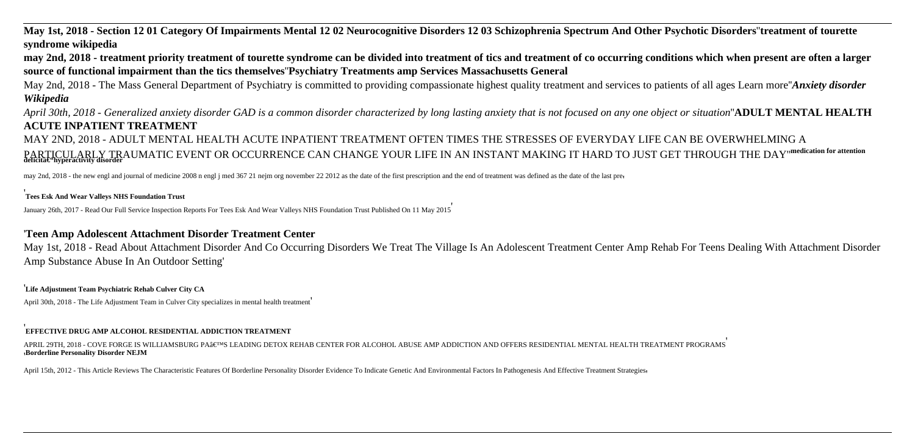**May 1st, 2018 - Section 12 01 Category Of Impairments Mental 12 02 Neurocognitive Disorders 12 03 Schizophrenia Spectrum And Other Psychotic Disorders**''**treatment of tourette syndrome wikipedia**

**may 2nd, 2018 - treatment priority treatment of tourette syndrome can be divided into treatment of tics and treatment of co occurring conditions which when present are often a larger source of functional impairment than the tics themselves**''**Psychiatry Treatments amp Services Massachusetts General**

May 2nd, 2018 - The Mass General Department of Psychiatry is committed to providing compassionate highest quality treatment and services to patients of all ages Learn more''***Anxiety disorder Wikipedia***

*April 30th, 2018 - Generalized anxiety disorder GAD is a common disorder characterized by long lasting anxiety that is not focused on any one object or situation*''**ADULT MENTAL HEALTH ACUTE INPATIENT TREATMENT**

MAY 2ND, 2018 - ADULT MENTAL HEALTH ACUTE INPATIENT TREATMENT OFTEN TIMES THE STRESSES OF EVERYDAY LIFE CAN BE OVERWHELMING A PARTICULARLY TRAUMATIC EVENT OR OCCURRENCE CAN CHANGE YOUR LIFE IN AN INSTANT MAKING IT HARD TO JUST GET THROUGH THE DAY''**medication for attention deficitâ€"hyperactivity disorder**

may 2nd, 2018 - the new engl and journal of medicine 2008 n engl j med 367 21 nejm org november 22 2012 as the date of the first prescription and the end of treatment was defined as the date of the last pre'

'**Tees Esk And Wear Valleys NHS Foundation Trust**

January 26th, 2017 - Read Our Full Service Inspection Reports For Tees Esk And Wear Valleys NHS Foundation Trust Published On 11 May 2015'

'**Teen Amp Adolescent Attachment Disorder Treatment Center**

May 1st, 2018 - Read About Attachment Disorder And Co Occurring Disorders We Treat The Village Is An Adolescent Treatment Center Amp Rehab For Teens Dealing With Attachment Disorder Amp Substance Abuse In An Outdoor Setting'

'**Life Adjustment Team Psychiatric Rehab Culver City CA**

April 30th, 2018 - The Life Adjustment Team in Culver City specializes in mental health treatment'

'**EFFECTIVE DRUG AMP ALCOHOL RESIDENTIAL ADDICTION TREATMENT**

APRIL 29TH, 2018 - COVE FORGE IS WILLIAMSBURG PAâ€™S LEADING DETOX REHAB CENTER FOR ALCOHOL ABUSE AMP ADDICTION AND OFFERS RESIDENTIAL MENTAL HEALTH TREATMENT PROGRAMS'
'**Borderline Personality Disorder NEJM**

April 15th, 2012 - This Article Reviews The Characteristic Features Of Borderline Personality Disorder Evidence To Indicate Genetic And Environmental Factors In Pathogenesis And Effective Treatment Strategies'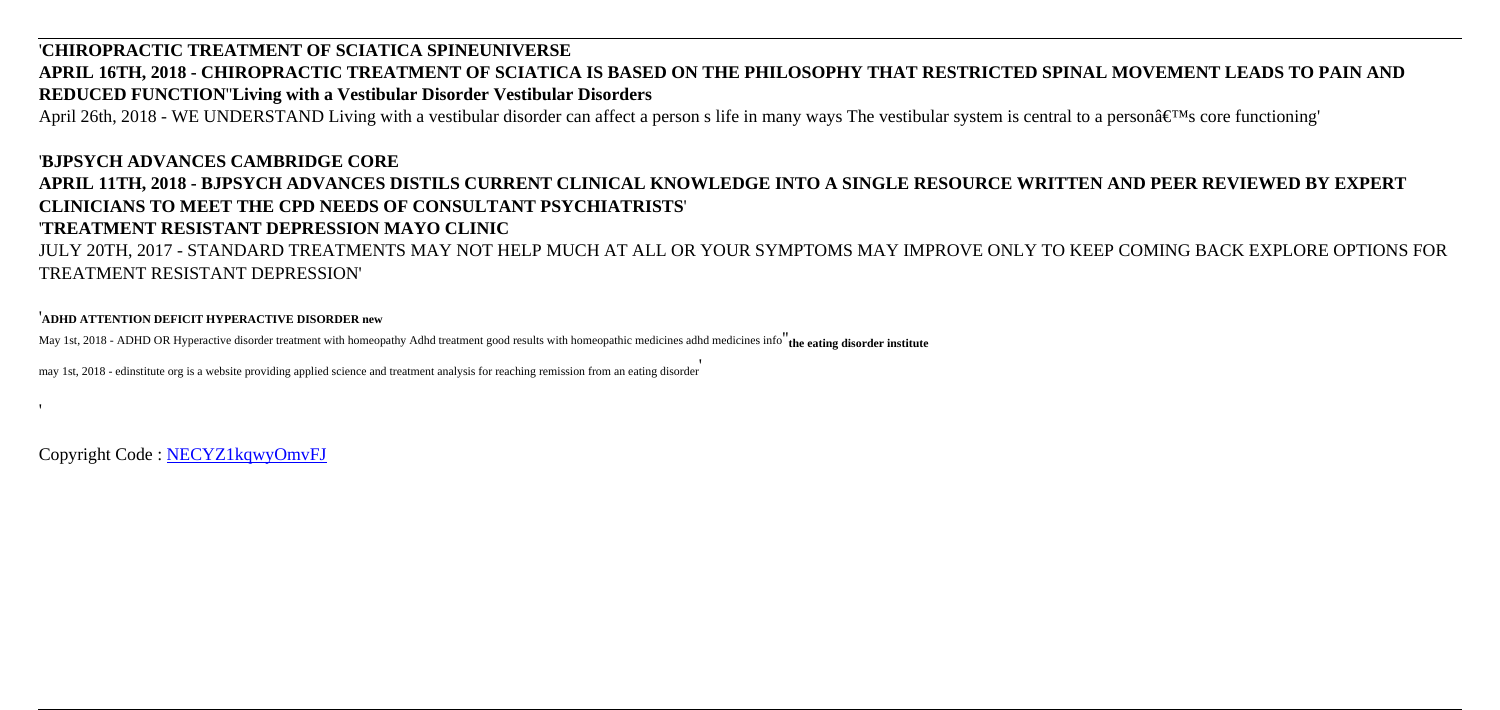'**CHIROPRACTIC TREATMENT OF SCIATICA SPINEUNIVERSE**
**APRIL 16TH, 2018 - CHIROPRACTIC TREATMENT OF SCIATICA IS BASED ON THE PHILOSOPHY THAT RESTRICTED SPINAL MOVEMENT LEADS TO PAIN AND REDUCED FUNCTION**''**Living with a Vestibular Disorder Vestibular Disorders**

April 26th, 2018 - WE UNDERSTAND Living with a vestibular disorder can affect a person s life in many ways The vestibular system is central to a personâ€™s core functioning'

'**BJPSYCH ADVANCES CAMBRIDGE CORE**
**APRIL 11TH, 2018 - BJPSYCH ADVANCES DISTILS CURRENT CLINICAL KNOWLEDGE INTO A SINGLE RESOURCE WRITTEN AND PEER REVIEWED BY EXPERT CLINICIANS TO MEET THE CPD NEEDS OF CONSULTANT PSYCHIATRISTS**'
'**TREATMENT RESISTANT DEPRESSION MAYO CLINIC**

JULY 20TH, 2017 - STANDARD TREATMENTS MAY NOT HELP MUCH AT ALL OR YOUR SYMPTOMS MAY IMPROVE ONLY TO KEEP COMING BACK EXPLORE OPTIONS FOR TREATMENT RESISTANT DEPRESSION'

'**ADHD ATTENTION DEFICIT HYPERACTIVE DISORDER new**

May 1st, 2018 - ADHD OR Hyperactive disorder treatment with homeopathy Adhd treatment good results with homeopathic medicines adhd medicines info''**the eating disorder institute**

may 1st, 2018 - edinstitute org is a website providing applied science and treatment analysis for reaching remission from an eating disorder'

'

Copyright Code : NECYZ1kqwyOmvFJ